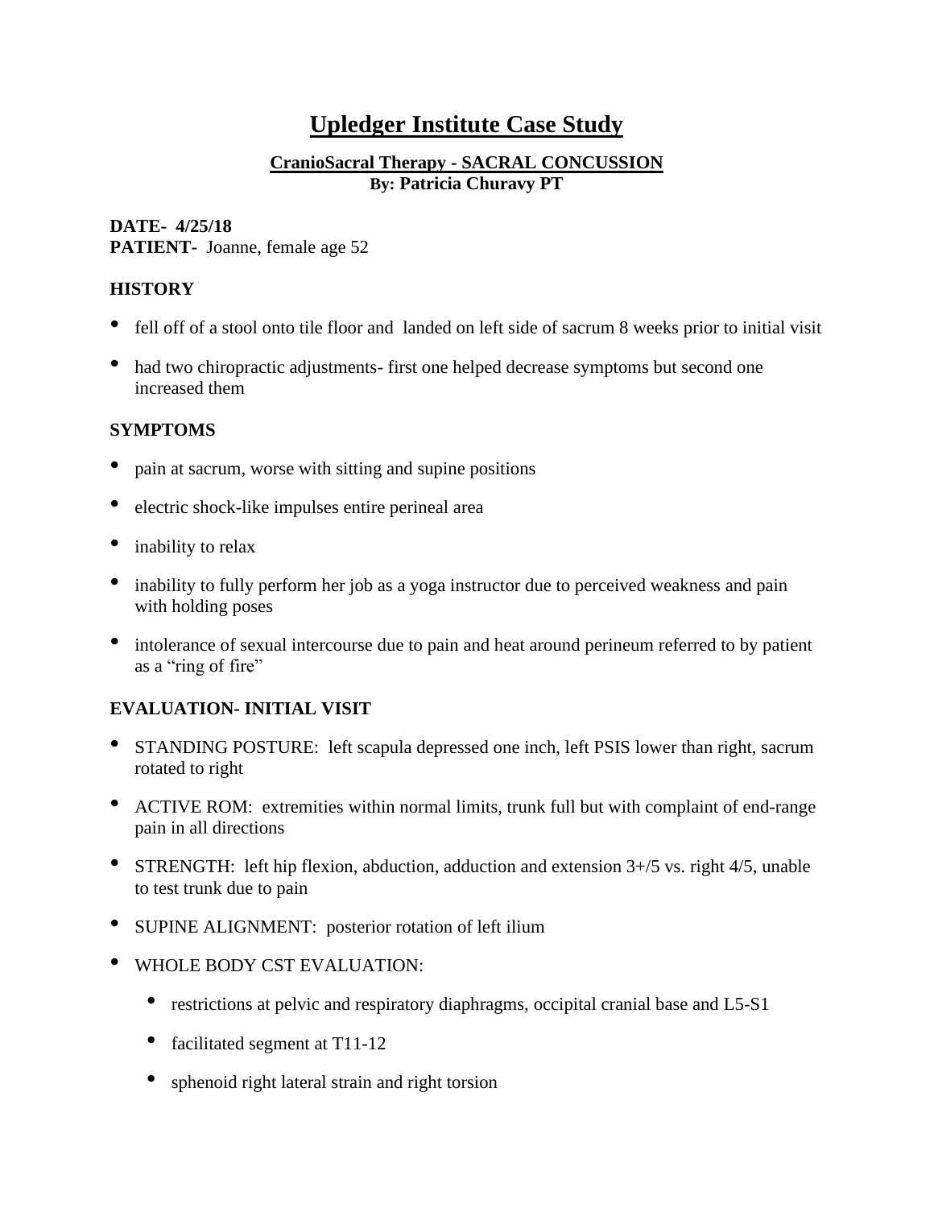# Upledger Institute Case Study

### CranioSacral Therapy - SACRAL CONCUSSION
**By: Patricia Churavy PT**

**DATE- 4/25/18**
**PATIENT-** Joanne, female age 52

## HISTORY

- fell off of a stool onto tile floor and landed on left side of sacrum 8 weeks prior to initial visit
- had two chiropractic adjustments- first one helped decrease symptoms but second one increased them

## SYMPTOMS

- pain at sacrum, worse with sitting and supine positions
- electric shock-like impulses entire perineal area
- inability to relax
- inability to fully perform her job as a yoga instructor due to perceived weakness and pain with holding poses
- intolerance of sexual intercourse due to pain and heat around perineum referred to by patient as a "ring of fire"

## EVALUATION- INITIAL VISIT

- STANDING POSTURE: left scapula depressed one inch, left PSIS lower than right, sacrum rotated to right
- ACTIVE ROM: extremities within normal limits, trunk full but with complaint of end-range pain in all directions
- STRENGTH: left hip flexion, abduction, adduction and extension 3+/5 vs. right 4/5, unable to test trunk due to pain
- SUPINE ALIGNMENT: posterior rotation of left ilium
- WHOLE BODY CST EVALUATION:
  - restrictions at pelvic and respiratory diaphragms, occipital cranial base and L5-S1
  - facilitated segment at T11-12
  - sphenoid right lateral strain and right torsion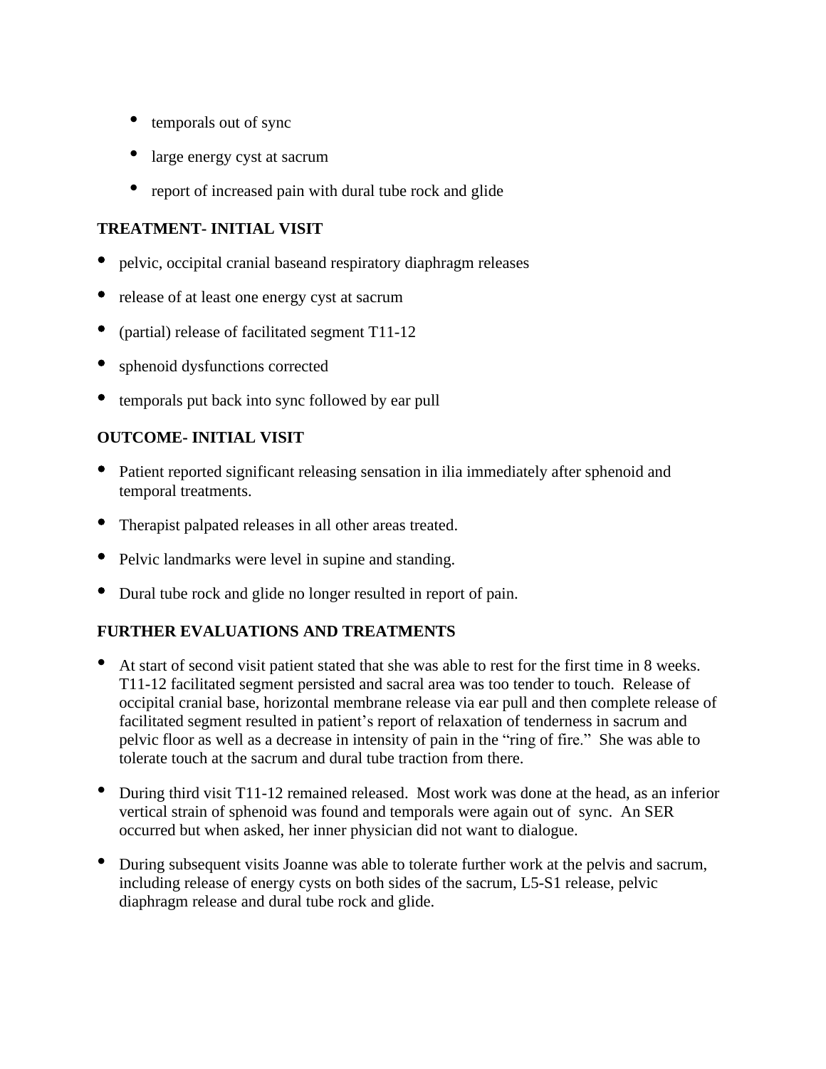- temporals out of sync
- large energy cyst at sacrum
- report of increased pain with dural tube rock and glide

**TREATMENT- INITIAL VISIT**

- pelvic, occipital cranial baseand respiratory diaphragm releases
- release of at least one energy cyst at sacrum
- (partial) release of facilitated segment T11-12
- sphenoid dysfunctions corrected
- temporals put back into sync followed by ear pull

**OUTCOME- INITIAL VISIT**

- Patient reported significant releasing sensation in ilia immediately after sphenoid and temporal treatments.
- Therapist palpated releases in all other areas treated.
- Pelvic landmarks were level in supine and standing.
- Dural tube rock and glide no longer resulted in report of pain.

**FURTHER EVALUATIONS AND TREATMENTS**

- At start of second visit patient stated that she was able to rest for the first time in 8 weeks. T11-12 facilitated segment persisted and sacral area was too tender to touch. Release of occipital cranial base, horizontal membrane release via ear pull and then complete release of facilitated segment resulted in patient's report of relaxation of tenderness in sacrum and pelvic floor as well as a decrease in intensity of pain in the "ring of fire." She was able to tolerate touch at the sacrum and dural tube traction from there.
- During third visit T11-12 remained released. Most work was done at the head, as an inferior vertical strain of sphenoid was found and temporals were again out of sync. An SER occurred but when asked, her inner physician did not want to dialogue.
- During subsequent visits Joanne was able to tolerate further work at the pelvis and sacrum, including release of energy cysts on both sides of the sacrum, L5-S1 release, pelvic diaphragm release and dural tube rock and glide.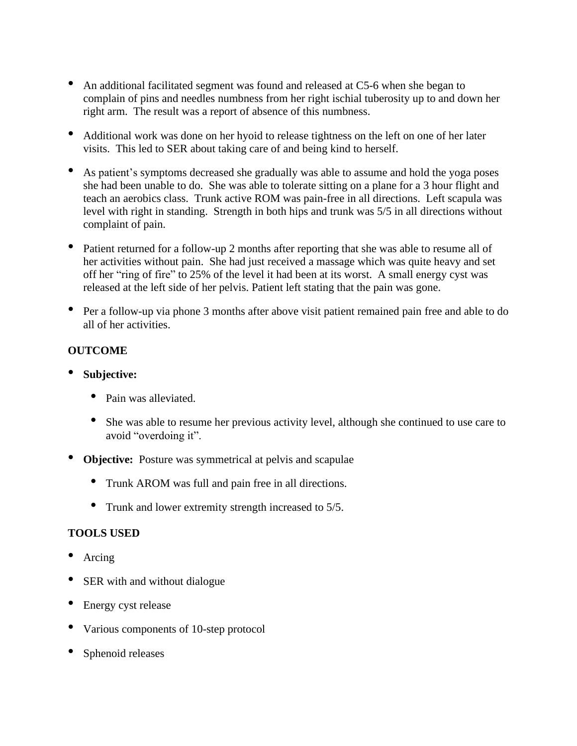- An additional facilitated segment was found and released at C5-6 when she began to complain of pins and needles numbness from her right ischial tuberosity up to and down her right arm. The result was a report of absence of this numbness.

- Additional work was done on her hyoid to release tightness on the left on one of her later visits. This led to SER about taking care of and being kind to herself.

- As patient's symptoms decreased she gradually was able to assume and hold the yoga poses she had been unable to do. She was able to tolerate sitting on a plane for a 3 hour flight and teach an aerobics class. Trunk active ROM was pain-free in all directions. Left scapula was level with right in standing. Strength in both hips and trunk was 5/5 in all directions without complaint of pain.

- Patient returned for a follow-up 2 months after reporting that she was able to resume all of her activities without pain. She had just received a massage which was quite heavy and set off her "ring of fire" to 25% of the level it had been at its worst. A small energy cyst was released at the left side of her pelvis. Patient left stating that the pain was gone.

- Per a follow-up via phone 3 months after above visit patient remained pain free and able to do all of her activities.

**OUTCOME**

- **Subjective:**
  - Pain was alleviated.
  - She was able to resume her previous activity level, although she continued to use care to avoid "overdoing it".
- **Objective:** Posture was symmetrical at pelvis and scapulae
  - Trunk AROM was full and pain free in all directions.
  - Trunk and lower extremity strength increased to 5/5.

**TOOLS USED**

- Arcing
- SER with and without dialogue
- Energy cyst release
- Various components of 10-step protocol
- Sphenoid releases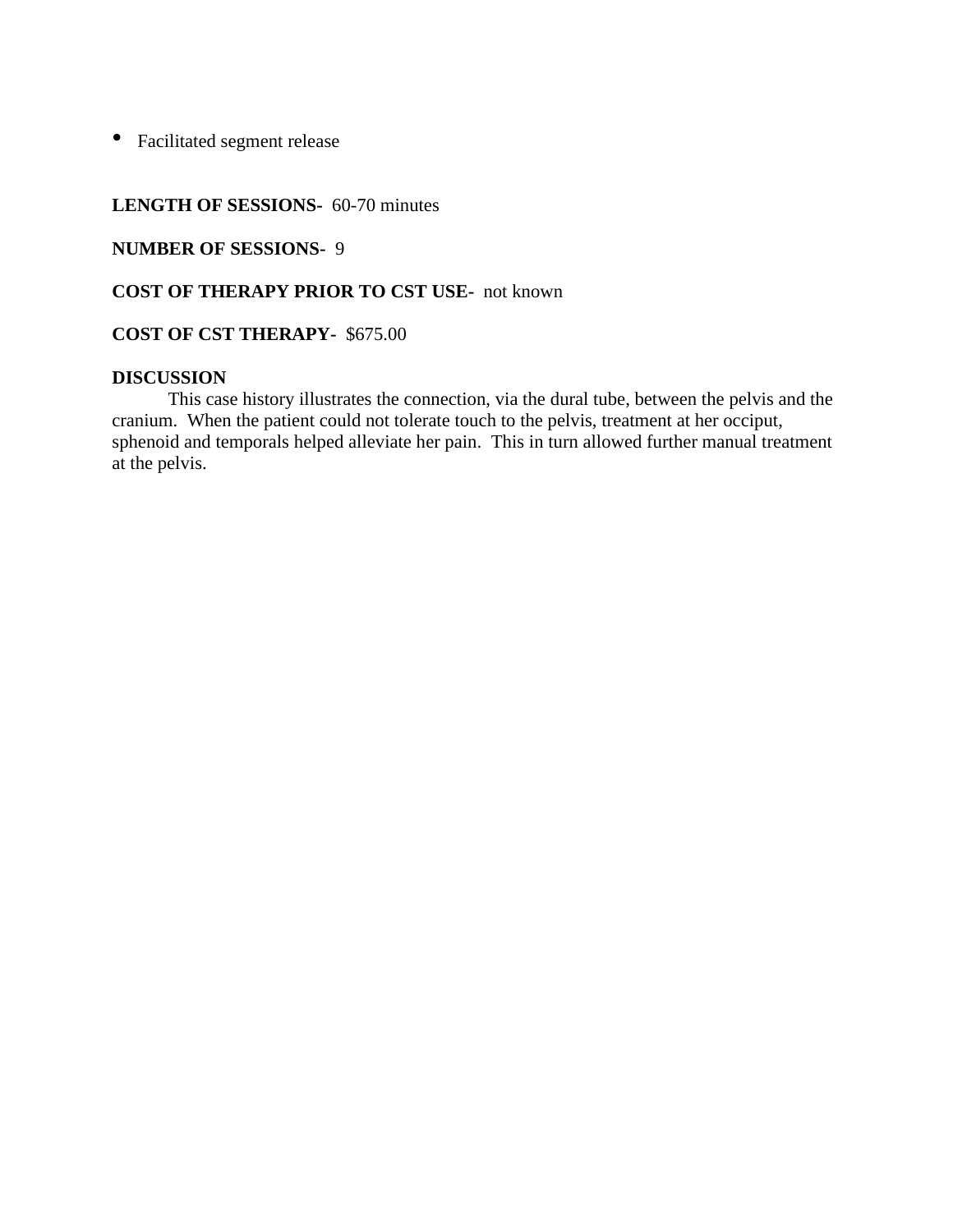- Facilitated segment release

**LENGTH OF SESSIONS-** 60-70 minutes

**NUMBER OF SESSIONS-** 9

**COST OF THERAPY PRIOR TO CST USE-** not known

**COST OF CST THERAPY-** $675.00

**DISCUSSION**

This case history illustrates the connection, via the dural tube, between the pelvis and the cranium. When the patient could not tolerate touch to the pelvis, treatment at her occiput, sphenoid and temporals helped alleviate her pain. This in turn allowed further manual treatment at the pelvis.